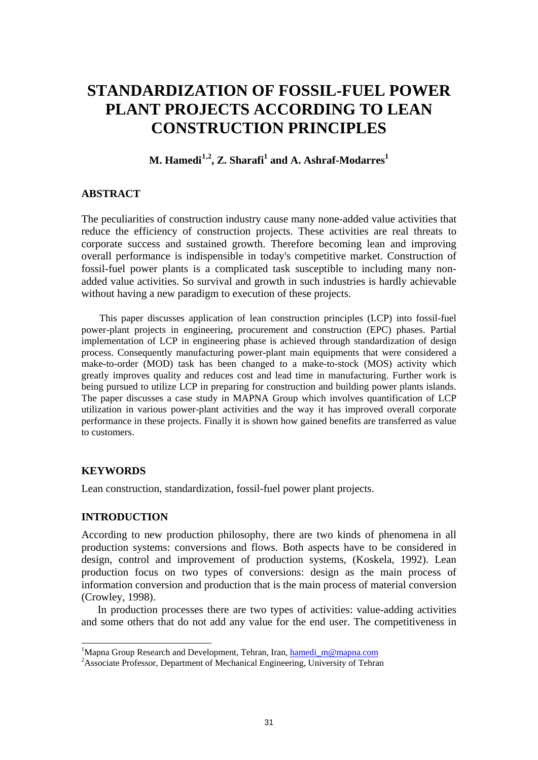# STANDARDIZATION OF FOSSIL-FUEL POWER PLANT PROJECTS ACCORDING TO LEAN CONSTRUCTION PRINCIPLES

**M. Hamedi[1,2], Z. Sharafi[1] and A. Ashraf-Modarres[1]**

## ABSTRACT

The peculiarities of construction industry cause many none-added value activities that reduce the efficiency of construction projects. These activities are real threats to corporate success and sustained growth. Therefore becoming lean and improving overall performance is indispensible in today's competitive market. Construction of fossil-fuel power plants is a complicated task susceptible to including many non-added value activities. So survival and growth in such industries is hardly achievable without having a new paradigm to execution of these projects.

This paper discusses application of lean construction principles (LCP) into fossil-fuel power-plant projects in engineering, procurement and construction (EPC) phases. Partial implementation of LCP in engineering phase is achieved through standardization of design process. Consequently manufacturing power-plant main equipments that were considered a make-to-order (MOD) task has been changed to a make-to-stock (MOS) activity which greatly improves quality and reduces cost and lead time in manufacturing. Further work is being pursued to utilize LCP in preparing for construction and building power plants islands. The paper discusses a case study in MAPNA Group which involves quantification of LCP utilization in various power-plant activities and the way it has improved overall corporate performance in these projects. Finally it is shown how gained benefits are transferred as value to customers.

## KEYWORDS

Lean construction, standardization, fossil-fuel power plant projects.

## INTRODUCTION

According to new production philosophy, there are two kinds of phenomena in all production systems: conversions and flows. Both aspects have to be considered in design, control and improvement of production systems, (Koskela, 1992). Lean production focus on two types of conversions: design as the main process of information conversion and production that is the main process of material conversion (Crowley, 1998).

In production processes there are two types of activities: value-adding activities and some others that do not add any value for the end user. The competitiveness in

---

[1]Mapna Group Research and Development, Tehran, Iran, hamedi_m@mapna.com

[2]Associate Professor, Department of Mechanical Engineering, University of Tehran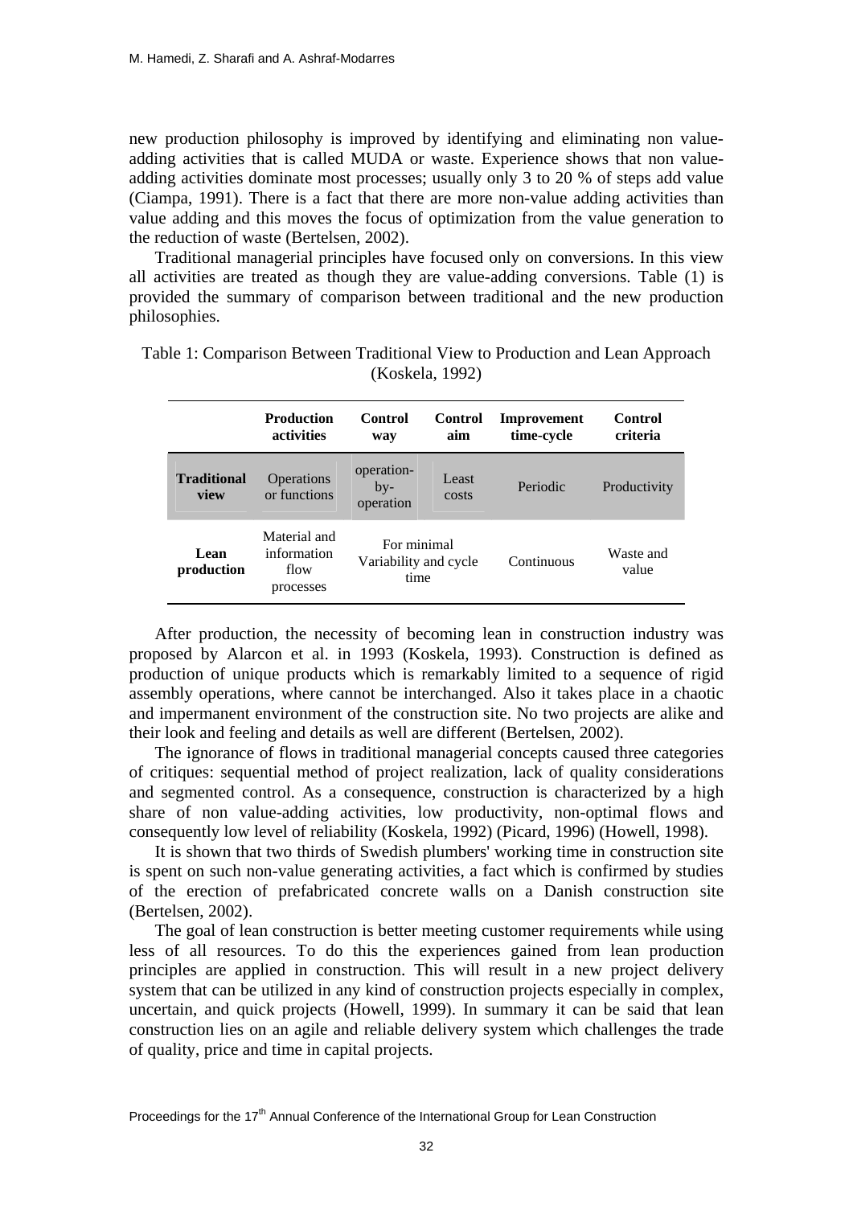new production philosophy is improved by identifying and eliminating non value-adding activities that is called MUDA or waste. Experience shows that non value-adding activities dominate most processes; usually only 3 to 20 % of steps add value (Ciampa, 1991). There is a fact that there are more non-value adding activities than value adding and this moves the focus of optimization from the value generation to the reduction of waste (Bertelsen, 2002).

Traditional managerial principles have focused only on conversions. In this view all activities are treated as though they are value-adding conversions. Table (1) is provided the summary of comparison between traditional and the new production philosophies.

Table 1: Comparison Between Traditional View to Production and Lean Approach (Koskela, 1992)

| | **Production activities** | **Control way** | **Control aim** | **Improvement time-cycle** | **Control criteria** |
|---|---|---|---|---|---|
| **Traditional view** | Operations or functions | operation-by-operation | Least costs | Periodic | Productivity |
| **Lean production** | Material and information flow processes | For minimal Variability and cycle time | | Continuous | Waste and value |

After production, the necessity of becoming lean in construction industry was proposed by Alarcon et al. in 1993 (Koskela, 1993). Construction is defined as production of unique products which is remarkably limited to a sequence of rigid assembly operations, where cannot be interchanged. Also it takes place in a chaotic and impermanent environment of the construction site. No two projects are alike and their look and feeling and details as well are different (Bertelsen, 2002).

The ignorance of flows in traditional managerial concepts caused three categories of critiques: sequential method of project realization, lack of quality considerations and segmented control. As a consequence, construction is characterized by a high share of non value-adding activities, low productivity, non-optimal flows and consequently low level of reliability (Koskela, 1992) (Picard, 1996) (Howell, 1998).

It is shown that two thirds of Swedish plumbers' working time in construction site is spent on such non-value generating activities, a fact which is confirmed by studies of the erection of prefabricated concrete walls on a Danish construction site (Bertelsen, 2002).

The goal of lean construction is better meeting customer requirements while using less of all resources. To do this the experiences gained from lean production principles are applied in construction. This will result in a new project delivery system that can be utilized in any kind of construction projects especially in complex, uncertain, and quick projects (Howell, 1999). In summary it can be said that lean construction lies on an agile and reliable delivery system which challenges the trade of quality, price and time in capital projects.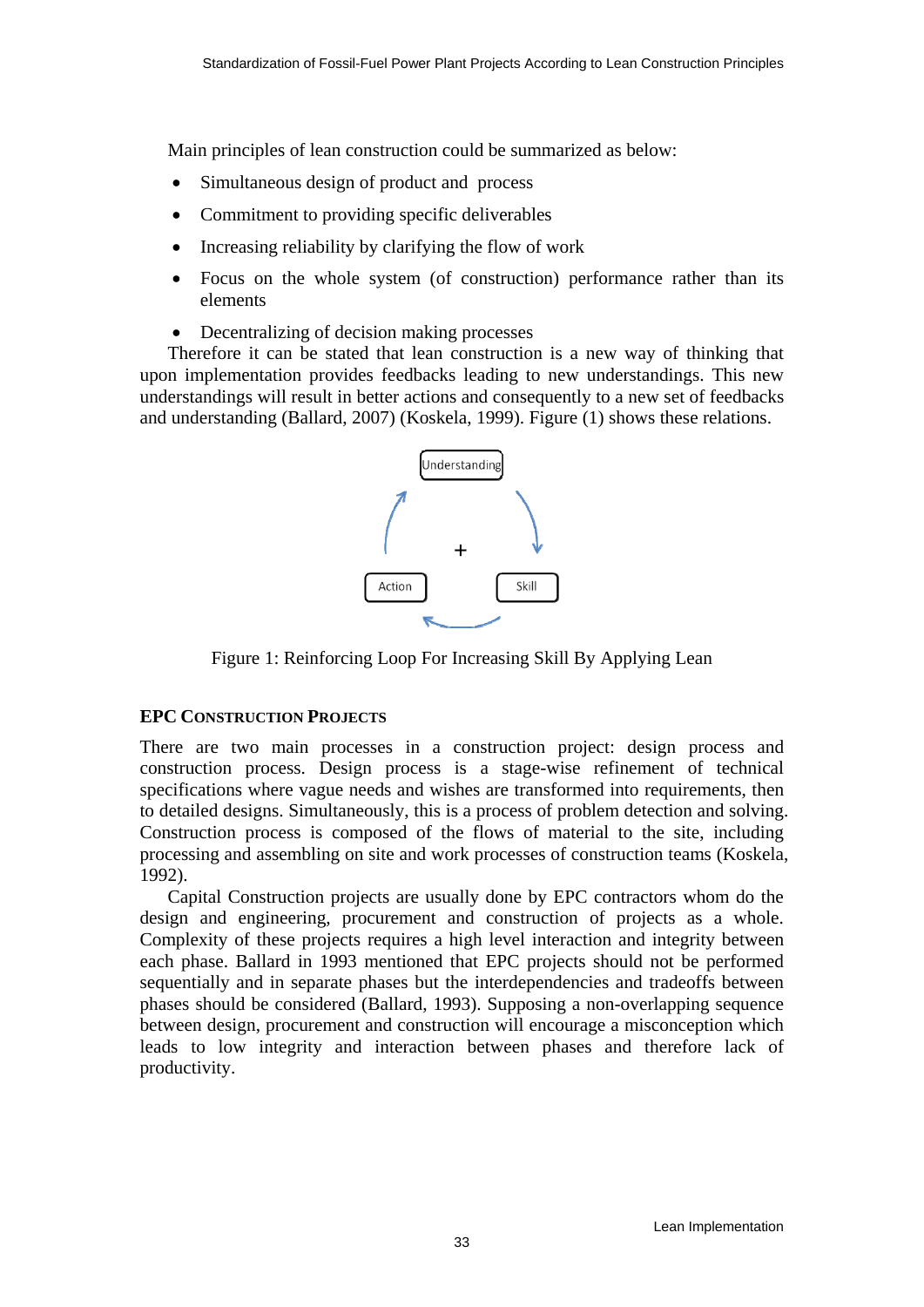Main principles of lean construction could be summarized as below:

- Simultaneous design of product and process
- Commitment to providing specific deliverables
- Increasing reliability by clarifying the flow of work
- Focus on the whole system (of construction) performance rather than its elements
- Decentralizing of decision making processes

Therefore it can be stated that lean construction is a new way of thinking that upon implementation provides feedbacks leading to new understandings. This new understandings will result in better actions and consequently to a new set of feedbacks and understanding (Ballard, 2007) (Koskela, 1999). Figure (1) shows these relations.

Understanding

+

Action

Skill

Figure 1: Reinforcing Loop For Increasing Skill By Applying Lean

## EPC Construction Projects

There are two main processes in a construction project: design process and construction process. Design process is a stage-wise refinement of technical specifications where vague needs and wishes are transformed into requirements, then to detailed designs. Simultaneously, this is a process of problem detection and solving. Construction process is composed of the flows of material to the site, including processing and assembling on site and work processes of construction teams (Koskela, 1992).

Capital Construction projects are usually done by EPC contractors whom do the design and engineering, procurement and construction of projects as a whole. Complexity of these projects requires a high level interaction and integrity between each phase. Ballard in 1993 mentioned that EPC projects should not be performed sequentially and in separate phases but the interdependencies and tradeoffs between phases should be considered (Ballard, 1993). Supposing a non-overlapping sequence between design, procurement and construction will encourage a misconception which leads to low integrity and interaction between phases and therefore lack of productivity.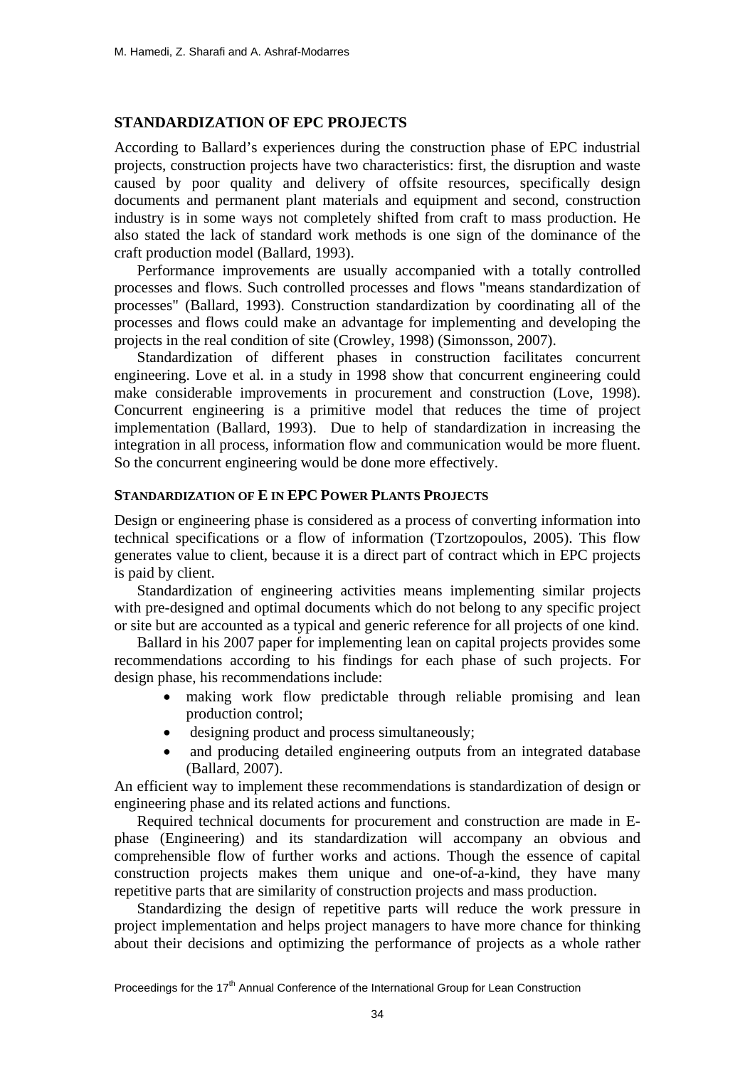## STANDARDIZATION OF EPC PROJECTS

According to Ballard's experiences during the construction phase of EPC industrial projects, construction projects have two characteristics: first, the disruption and waste caused by poor quality and delivery of offsite resources, specifically design documents and permanent plant materials and equipment and second, construction industry is in some ways not completely shifted from craft to mass production. He also stated the lack of standard work methods is one sign of the dominance of the craft production model (Ballard, 1993).

Performance improvements are usually accompanied with a totally controlled processes and flows. Such controlled processes and flows "means standardization of processes" (Ballard, 1993). Construction standardization by coordinating all of the processes and flows could make an advantage for implementing and developing the projects in the real condition of site (Crowley, 1998) (Simonsson, 2007).

Standardization of different phases in construction facilitates concurrent engineering. Love et al. in a study in 1998 show that concurrent engineering could make considerable improvements in procurement and construction (Love, 1998). Concurrent engineering is a primitive model that reduces the time of project implementation (Ballard, 1993). Due to help of standardization in increasing the integration in all process, information flow and communication would be more fluent. So the concurrent engineering would be done more effectively.

### STANDARDIZATION OF E IN EPC POWER PLANTS PROJECTS

Design or engineering phase is considered as a process of converting information into technical specifications or a flow of information (Tzortzopoulos, 2005). This flow generates value to client, because it is a direct part of contract which in EPC projects is paid by client.

Standardization of engineering activities means implementing similar projects with pre-designed and optimal documents which do not belong to any specific project or site but are accounted as a typical and generic reference for all projects of one kind.

Ballard in his 2007 paper for implementing lean on capital projects provides some recommendations according to his findings for each phase of such projects. For design phase, his recommendations include:

- making work flow predictable through reliable promising and lean production control;
- designing product and process simultaneously;
- and producing detailed engineering outputs from an integrated database (Ballard, 2007).

An efficient way to implement these recommendations is standardization of design or engineering phase and its related actions and functions.

Required technical documents for procurement and construction are made in E-phase (Engineering) and its standardization will accompany an obvious and comprehensible flow of further works and actions. Though the essence of capital construction projects makes them unique and one-of-a-kind, they have many repetitive parts that are similarity of construction projects and mass production.

Standardizing the design of repetitive parts will reduce the work pressure in project implementation and helps project managers to have more chance for thinking about their decisions and optimizing the performance of projects as a whole rather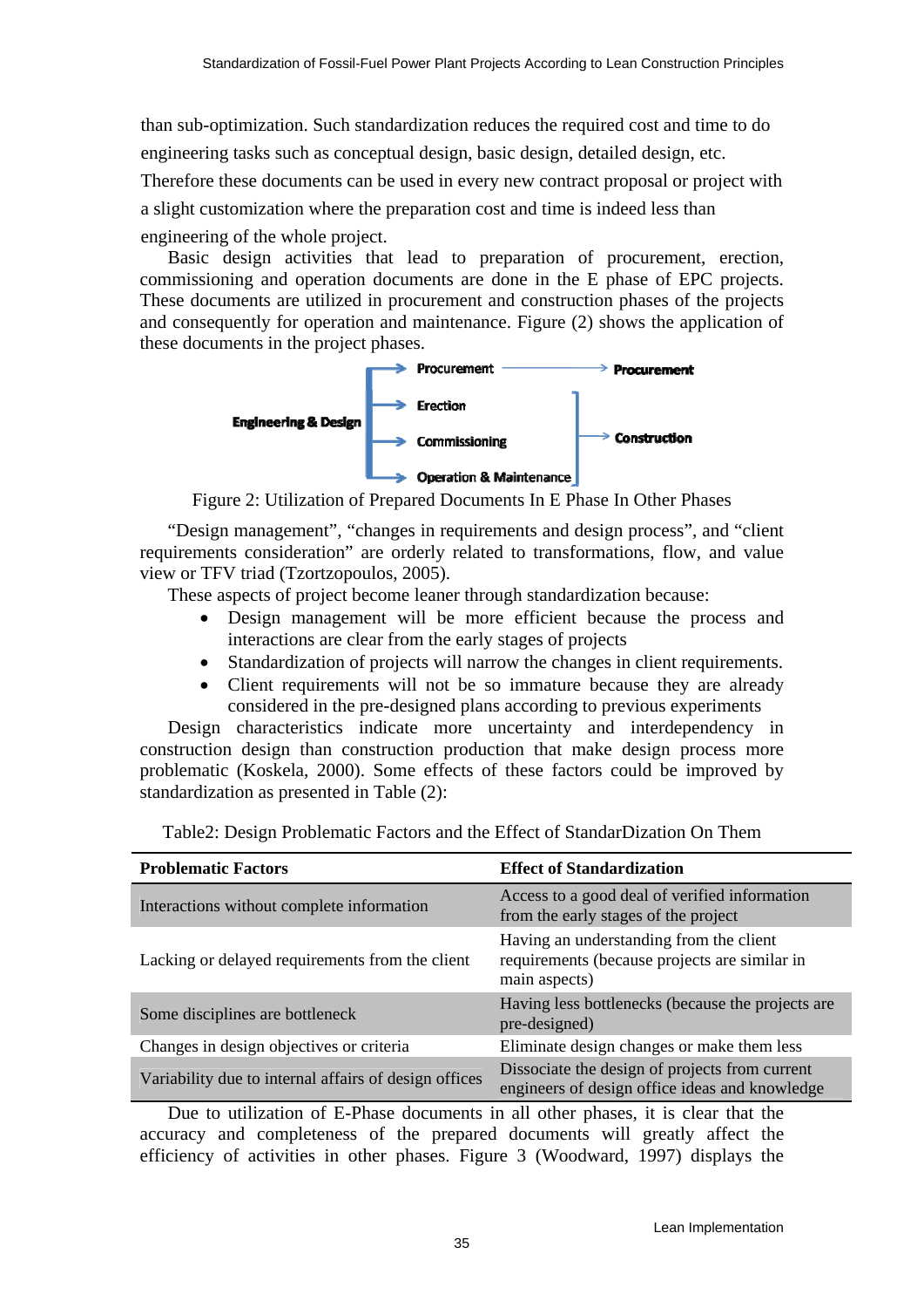than sub-optimization. Such standardization reduces the required cost and time to do engineering tasks such as conceptual design, basic design, detailed design, etc. Therefore these documents can be used in every new contract proposal or project with a slight customization where the preparation cost and time is indeed less than engineering of the whole project.

Basic design activities that lead to preparation of procurement, erection, commissioning and operation documents are done in the E phase of EPC projects. These documents are utilized in procurement and construction phases of the projects and consequently for operation and maintenance. Figure (2) shows the application of these documents in the project phases.

Engineering & Design → Procurement → Procurement
Engineering & Design → Erection, Commissioning, Operation & Maintenance → Construction

Figure 2: Utilization of Prepared Documents In E Phase In Other Phases

"Design management", "changes in requirements and design process", and "client requirements consideration" are orderly related to transformations, flow, and value view or TFV triad (Tzortzopoulos, 2005).

These aspects of project become leaner through standardization because:

- Design management will be more efficient because the process and interactions are clear from the early stages of projects
- Standardization of projects will narrow the changes in client requirements.
- Client requirements will not be so immature because they are already considered in the pre-designed plans according to previous experiments

Design characteristics indicate more uncertainty and interdependency in construction design than construction production that make design process more problematic (Koskela, 2000). Some effects of these factors could be improved by standardization as presented in Table (2):

Table2: Design Problematic Factors and the Effect of StandarDization On Them

| **Problematic Factors** | **Effect of Standardization** |
|---|---|
| Interactions without complete information | Access to a good deal of verified information from the early stages of the project |
| Lacking or delayed requirements from the client | Having an understanding from the client requirements (because projects are similar in main aspects) |
| Some disciplines are bottleneck | Having less bottlenecks (because the projects are pre-designed) |
| Changes in design objectives or criteria | Eliminate design changes or make them less |
| Variability due to internal affairs of design offices | Dissociate the design of projects from current engineers of design office ideas and knowledge |

Due to utilization of E-Phase documents in all other phases, it is clear that the accuracy and completeness of the prepared documents will greatly affect the efficiency of activities in other phases. Figure 3 (Woodward, 1997) displays the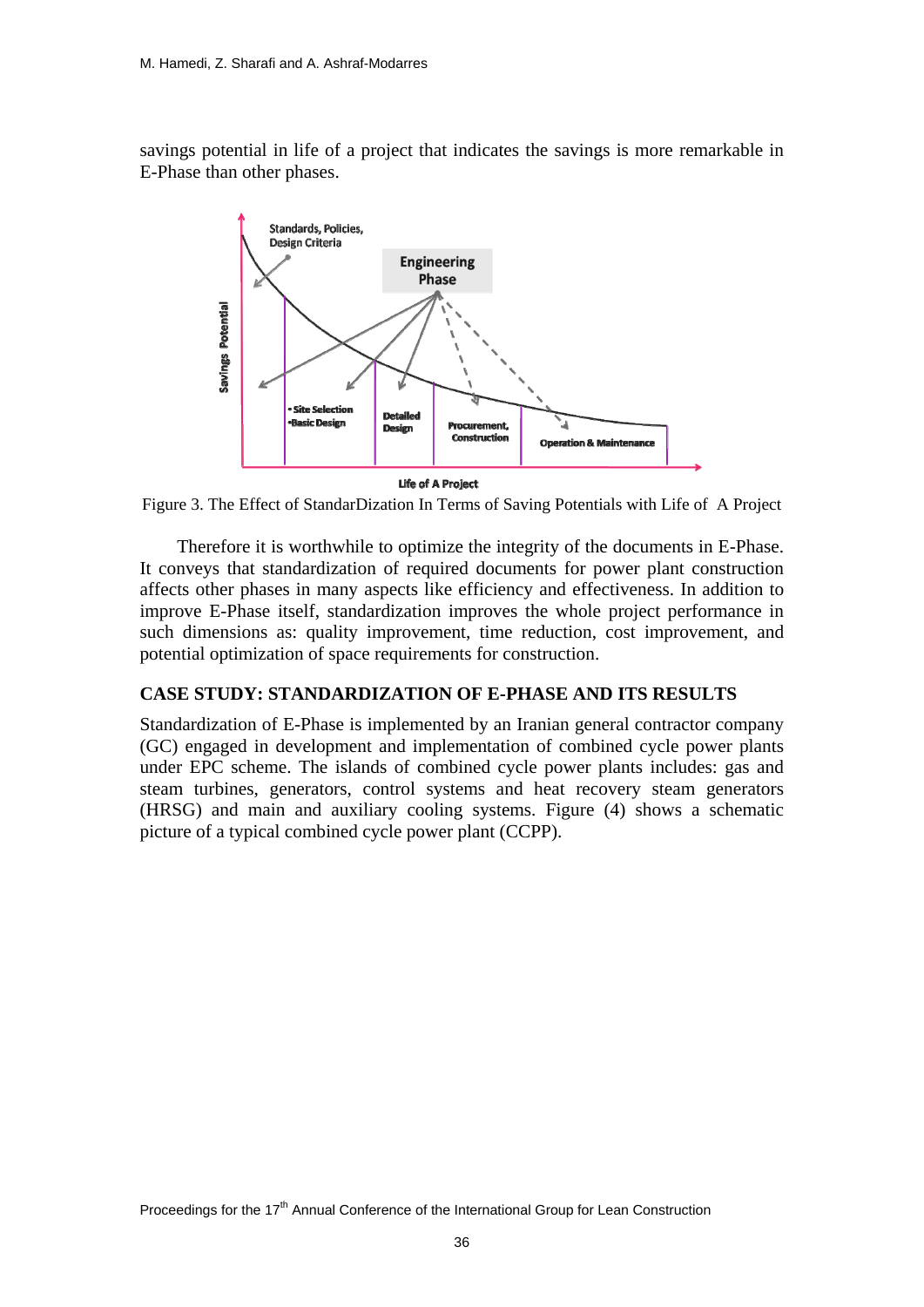savings potential in life of a project that indicates the savings is more remarkable in E-Phase than other phases.

Figure 3. The Effect of StandarDization In Terms of Saving Potentials with Life of A Project

Therefore it is worthwhile to optimize the integrity of the documents in E-Phase. It conveys that standardization of required documents for power plant construction affects other phases in many aspects like efficiency and effectiveness. In addition to improve E-Phase itself, standardization improves the whole project performance in such dimensions as: quality improvement, time reduction, cost improvement, and potential optimization of space requirements for construction.

## CASE STUDY: STANDARDIZATION OF E-PHASE AND ITS RESULTS

Standardization of E-Phase is implemented by an Iranian general contractor company (GC) engaged in development and implementation of combined cycle power plants under EPC scheme. The islands of combined cycle power plants includes: gas and steam turbines, generators, control systems and heat recovery steam generators (HRSG) and main and auxiliary cooling systems. Figure (4) shows a schematic picture of a typical combined cycle power plant (CCPP).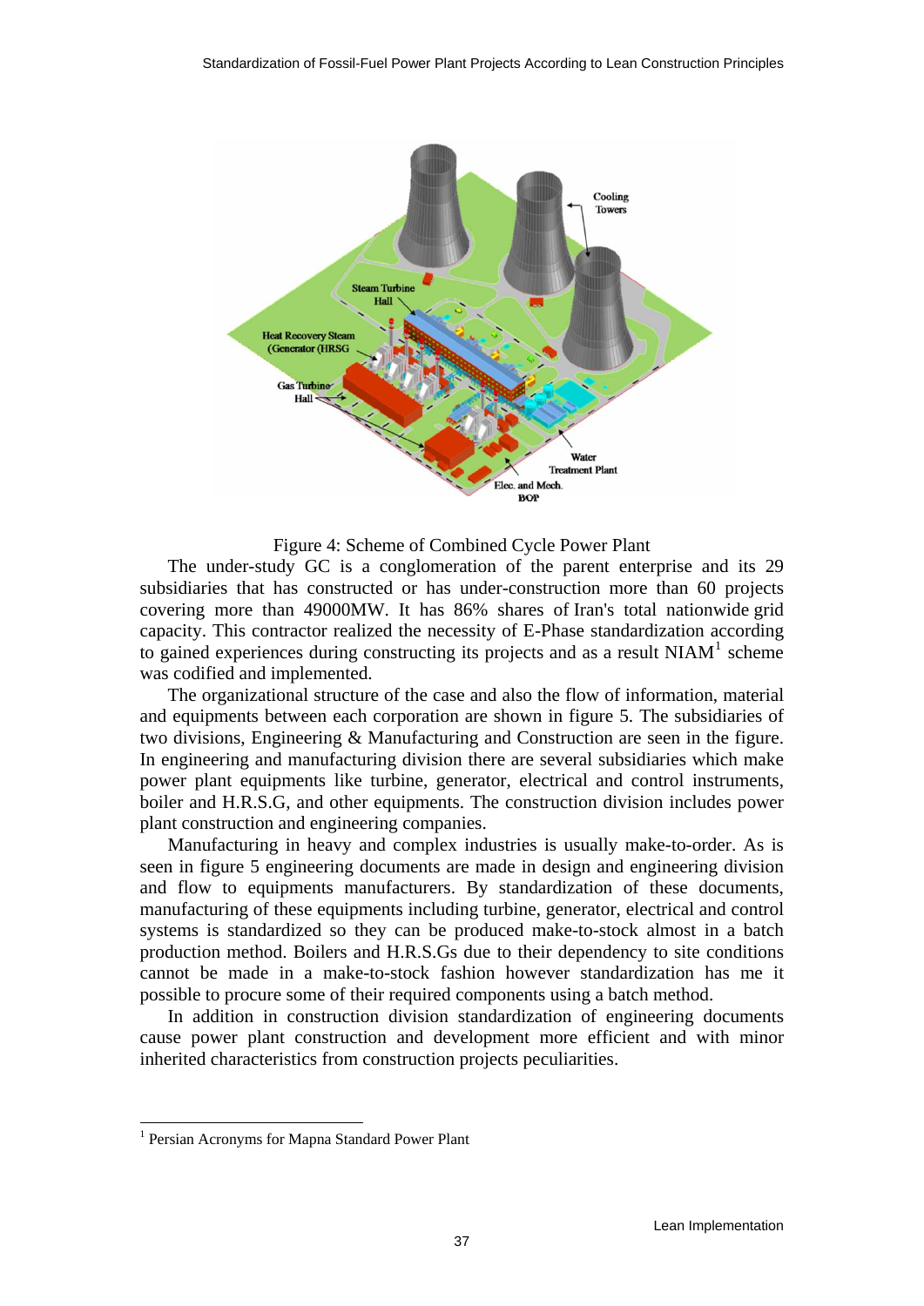Figure 4: Scheme of Combined Cycle Power Plant

The under-study GC is a conglomeration of the parent enterprise and its 29 subsidiaries that has constructed or has under-construction more than 60 projects covering more than 49000MW. It has 86% shares of Iran's total nationwide grid capacity. This contractor realized the necessity of E-Phase standardization according to gained experiences during constructing its projects and as a result NIAM[1] scheme was codified and implemented.

The organizational structure of the case and also the flow of information, material and equipments between each corporation are shown in figure 5. The subsidiaries of two divisions, Engineering & Manufacturing and Construction are seen in the figure. In engineering and manufacturing division there are several subsidiaries which make power plant equipments like turbine, generator, electrical and control instruments, boiler and H.R.S.G, and other equipments. The construction division includes power plant construction and engineering companies.

Manufacturing in heavy and complex industries is usually make-to-order. As is seen in figure 5 engineering documents are made in design and engineering division and flow to equipments manufacturers. By standardization of these documents, manufacturing of these equipments including turbine, generator, electrical and control systems is standardized so they can be produced make-to-stock almost in a batch production method. Boilers and H.R.S.Gs due to their dependency to site conditions cannot be made in a make-to-stock fashion however standardization has me it possible to procure some of their required components using a batch method.

In addition in construction division standardization of engineering documents cause power plant construction and development more efficient and with minor inherited characteristics from construction projects peculiarities.

[1] Persian Acronyms for Mapna Standard Power Plant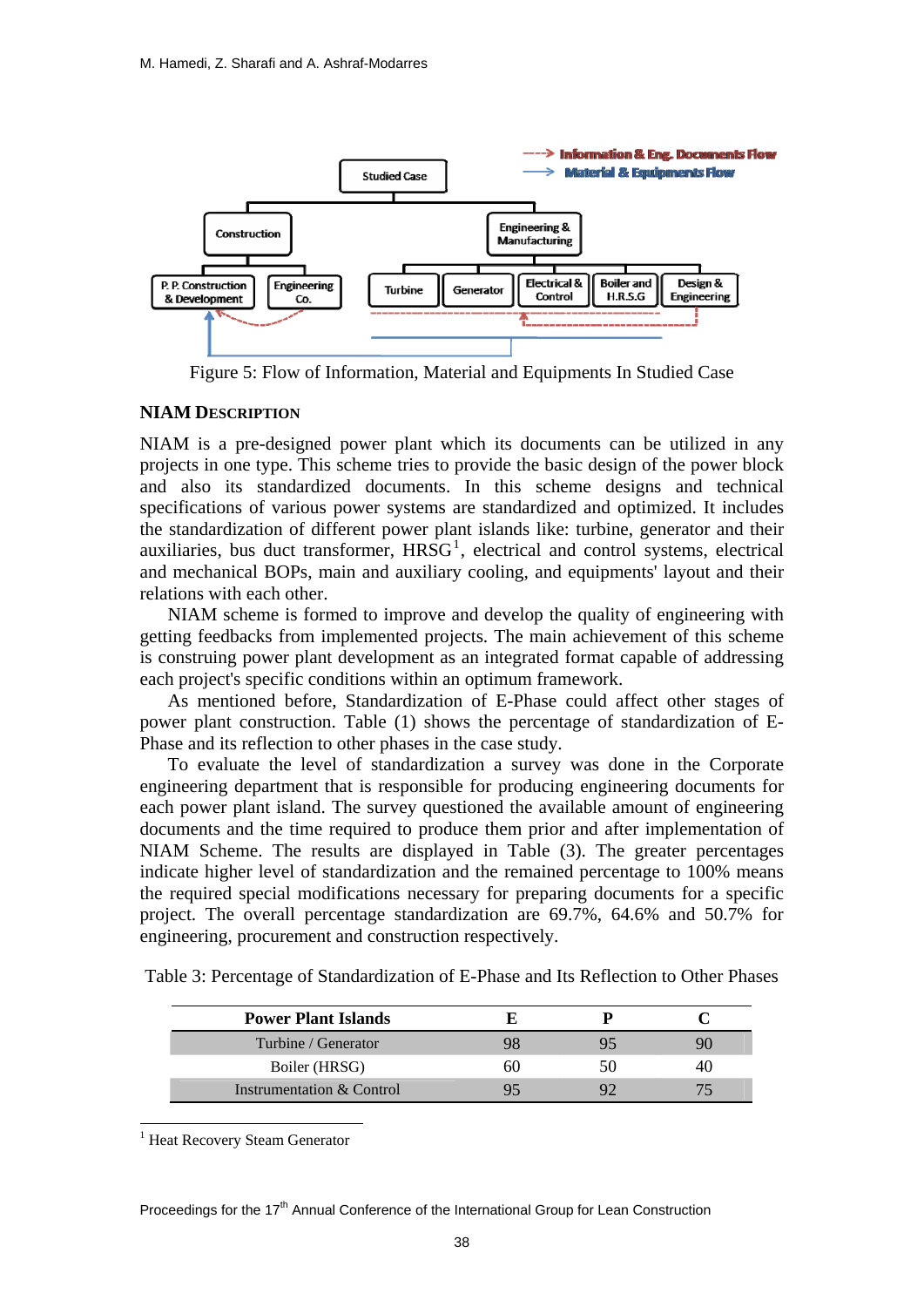Figure 5: Flow of Information, Material and Equipments In Studied Case

## NIAM DESCRIPTION

NIAM is a pre-designed power plant which its documents can be utilized in any projects in one type. This scheme tries to provide the basic design of the power block and also its standardized documents. In this scheme designs and technical specifications of various power systems are standardized and optimized. It includes the standardization of different power plant islands like: turbine, generator and their auxiliaries, bus duct transformer, HRSG[1], electrical and control systems, electrical and mechanical BOPs, main and auxiliary cooling, and equipments' layout and their relations with each other.

NIAM scheme is formed to improve and develop the quality of engineering with getting feedbacks from implemented projects. The main achievement of this scheme is construing power plant development as an integrated format capable of addressing each project's specific conditions within an optimum framework.

As mentioned before, Standardization of E-Phase could affect other stages of power plant construction. Table (1) shows the percentage of standardization of E-Phase and its reflection to other phases in the case study.

To evaluate the level of standardization a survey was done in the Corporate engineering department that is responsible for producing engineering documents for each power plant island. The survey questioned the available amount of engineering documents and the time required to produce them prior and after implementation of NIAM Scheme. The results are displayed in Table (3). The greater percentages indicate higher level of standardization and the remained percentage to 100% means the required special modifications necessary for preparing documents for a specific project. The overall percentage standardization are 69.7%, 64.6% and 50.7% for engineering, procurement and construction respectively.

Table 3: Percentage of Standardization of E-Phase and Its Reflection to Other Phases

| Power Plant Islands | E | P | C |
|---|---|---|---|
| Turbine / Generator | 98 | 95 | 90 |
| Boiler (HRSG) | 60 | 50 | 40 |
| Instrumentation & Control | 95 | 92 | 75 |

[1] Heat Recovery Steam Generator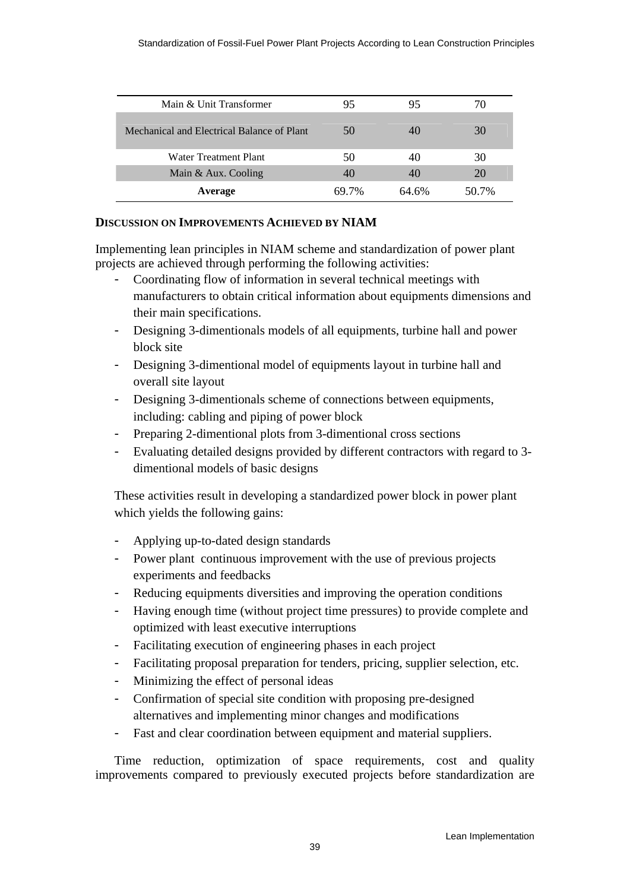| | | | |
|---|---|---|---|
| Main & Unit Transformer | 95 | 95 | 70 |
| Mechanical and Electrical Balance of Plant | 50 | 40 | 30 |
| Water Treatment Plant | 50 | 40 | 30 |
| Main & Aux. Cooling | 40 | 40 | 20 |
| **Average** | 69.7% | 64.6% | 50.7% |

### DISCUSSION ON IMPROVEMENTS ACHIEVED BY NIAM

Implementing lean principles in NIAM scheme and standardization of power plant projects are achieved through performing the following activities:

- Coordinating flow of information in several technical meetings with manufacturers to obtain critical information about equipments dimensions and their main specifications.
- Designing 3-dimentionals models of all equipments, turbine hall and power block site
- Designing 3-dimentional model of equipments layout in turbine hall and overall site layout
- Designing 3-dimentionals scheme of connections between equipments, including: cabling and piping of power block
- Preparing 2-dimentional plots from 3-dimentional cross sections
- Evaluating detailed designs provided by different contractors with regard to 3-dimentional models of basic designs

These activities result in developing a standardized power block in power plant which yields the following gains:

- Applying up-to-dated design standards
- Power plant continuous improvement with the use of previous projects experiments and feedbacks
- Reducing equipments diversities and improving the operation conditions
- Having enough time (without project time pressures) to provide complete and optimized with least executive interruptions
- Facilitating execution of engineering phases in each project
- Facilitating proposal preparation for tenders, pricing, supplier selection, etc.
- Minimizing the effect of personal ideas
- Confirmation of special site condition with proposing pre-designed alternatives and implementing minor changes and modifications
- Fast and clear coordination between equipment and material suppliers.

Time reduction, optimization of space requirements, cost and quality improvements compared to previously executed projects before standardization are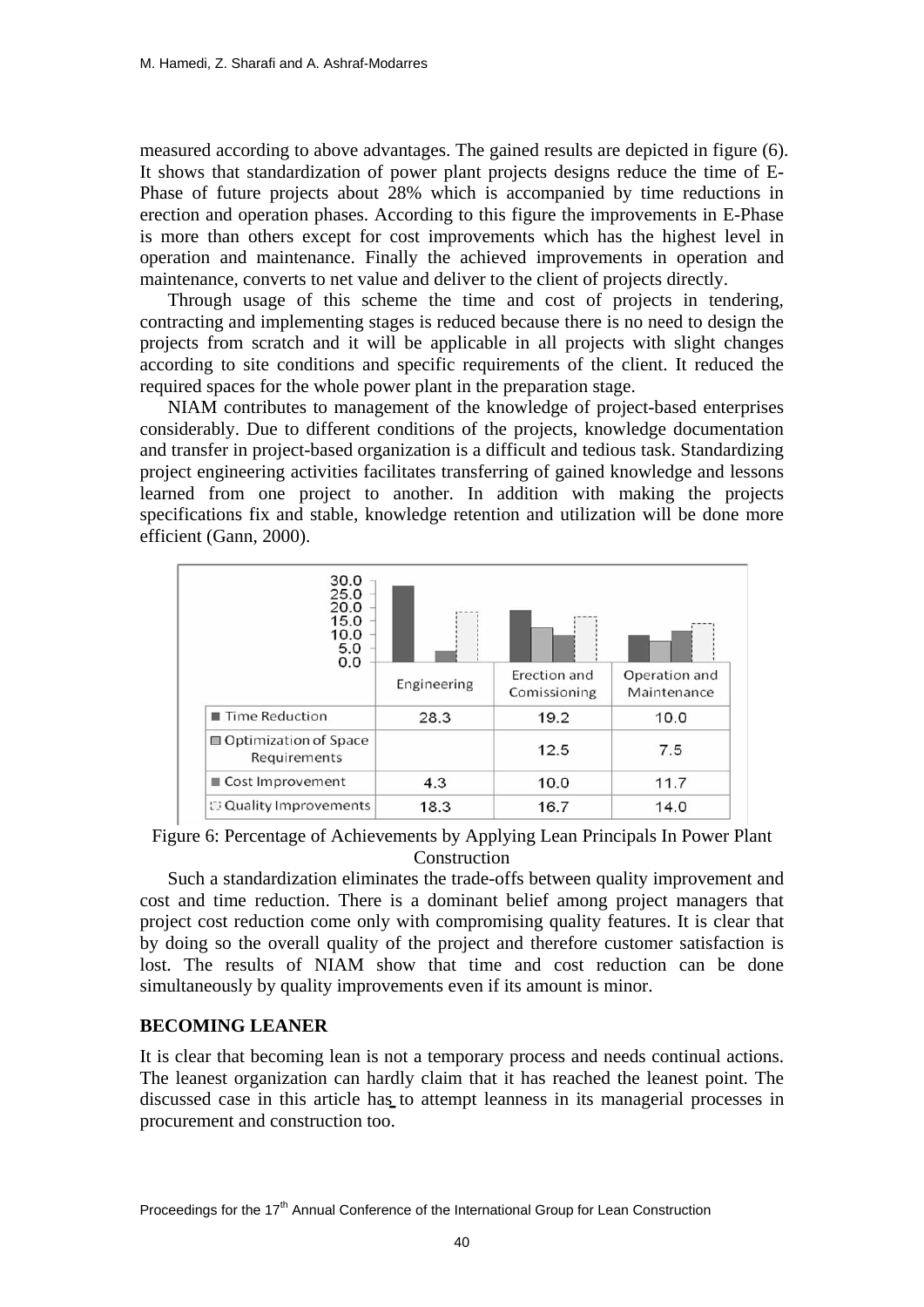measured according to above advantages. The gained results are depicted in figure (6). It shows that standardization of power plant projects designs reduce the time of E-Phase of future projects about 28% which is accompanied by time reductions in erection and operation phases. According to this figure the improvements in E-Phase is more than others except for cost improvements which has the highest level in operation and maintenance. Finally the achieved improvements in operation and maintenance, converts to net value and deliver to the client of projects directly.

Through usage of this scheme the time and cost of projects in tendering, contracting and implementing stages is reduced because there is no need to design the projects from scratch and it will be applicable in all projects with slight changes according to site conditions and specific requirements of the client. It reduced the required spaces for the whole power plant in the preparation stage.

NIAM contributes to management of the knowledge of project-based enterprises considerably. Due to different conditions of the projects, knowledge documentation and transfer in project-based organization is a difficult and tedious task. Standardizing project engineering activities facilitates transferring of gained knowledge and lessons learned from one project to another. In addition with making the projects specifications fix and stable, knowledge retention and utilization will be done more efficient (Gann, 2000).

| | Engineering | Erection and Comissioning | Operation and Maintenance |
|---|---|---|---|
| Time Reduction | 28.3 | 19.2 | 10.0 |
| Optimization of Space Requirements | | 12.5 | 7.5 |
| Cost Improvement | 4.3 | 10.0 | 11.7 |
| Quality Improvements | 18.3 | 16.7 | 14.0 |

Figure 6: Percentage of Achievements by Applying Lean Principals In Power Plant Construction

Such a standardization eliminates the trade-offs between quality improvement and cost and time reduction. There is a dominant belief among project managers that project cost reduction come only with compromising quality features. It is clear that by doing so the overall quality of the project and therefore customer satisfaction is lost. The results of NIAM show that time and cost reduction can be done simultaneously by quality improvements even if its amount is minor.

## BECOMING LEANER

It is clear that becoming lean is not a temporary process and needs continual actions. The leanest organization can hardly claim that it has reached the leanest point. The discussed case in this article has to attempt leanness in its managerial processes in procurement and construction too.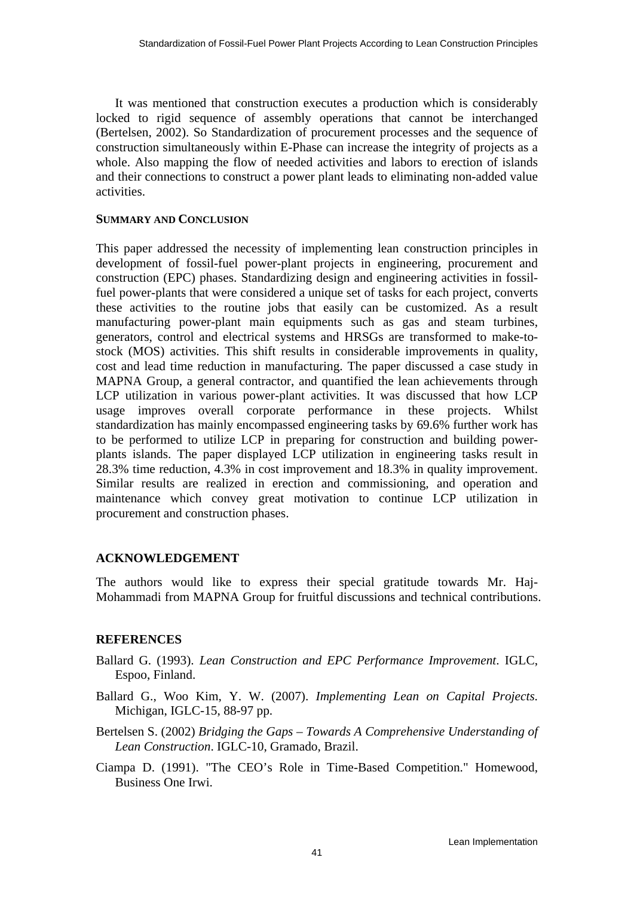It was mentioned that construction executes a production which is considerably locked to rigid sequence of assembly operations that cannot be interchanged (Bertelsen, 2002). So Standardization of procurement processes and the sequence of construction simultaneously within E-Phase can increase the integrity of projects as a whole. Also mapping the flow of needed activities and labors to erection of islands and their connections to construct a power plant leads to eliminating non-added value activities.

## SUMMARY AND CONCLUSION

This paper addressed the necessity of implementing lean construction principles in development of fossil-fuel power-plant projects in engineering, procurement and construction (EPC) phases. Standardizing design and engineering activities in fossil-fuel power-plants that were considered a unique set of tasks for each project, converts these activities to the routine jobs that easily can be customized. As a result manufacturing power-plant main equipments such as gas and steam turbines, generators, control and electrical systems and HRSGs are transformed to make-to-stock (MOS) activities. This shift results in considerable improvements in quality, cost and lead time reduction in manufacturing. The paper discussed a case study in MAPNA Group, a general contractor, and quantified the lean achievements through LCP utilization in various power-plant activities. It was discussed that how LCP usage improves overall corporate performance in these projects. Whilst standardization has mainly encompassed engineering tasks by 69.6% further work has to be performed to utilize LCP in preparing for construction and building power-plants islands. The paper displayed LCP utilization in engineering tasks result in 28.3% time reduction, 4.3% in cost improvement and 18.3% in quality improvement. Similar results are realized in erection and commissioning, and operation and maintenance which convey great motivation to continue LCP utilization in procurement and construction phases.

## ACKNOWLEDGEMENT

The authors would like to express their special gratitude towards Mr. Haj-Mohammadi from MAPNA Group for fruitful discussions and technical contributions.

## REFERENCES

Ballard G. (1993). *Lean Construction and EPC Performance Improvement*. IGLC, Espoo, Finland.

Ballard G., Woo Kim, Y. W. (2007). *Implementing Lean on Capital Projects.* Michigan, IGLC-15, 88-97 pp.

Bertelsen S. (2002) *Bridging the Gaps – Towards A Comprehensive Understanding of Lean Construction*. IGLC-10, Gramado, Brazil.

Ciampa D. (1991). "The CEO's Role in Time-Based Competition." Homewood, Business One Irwi.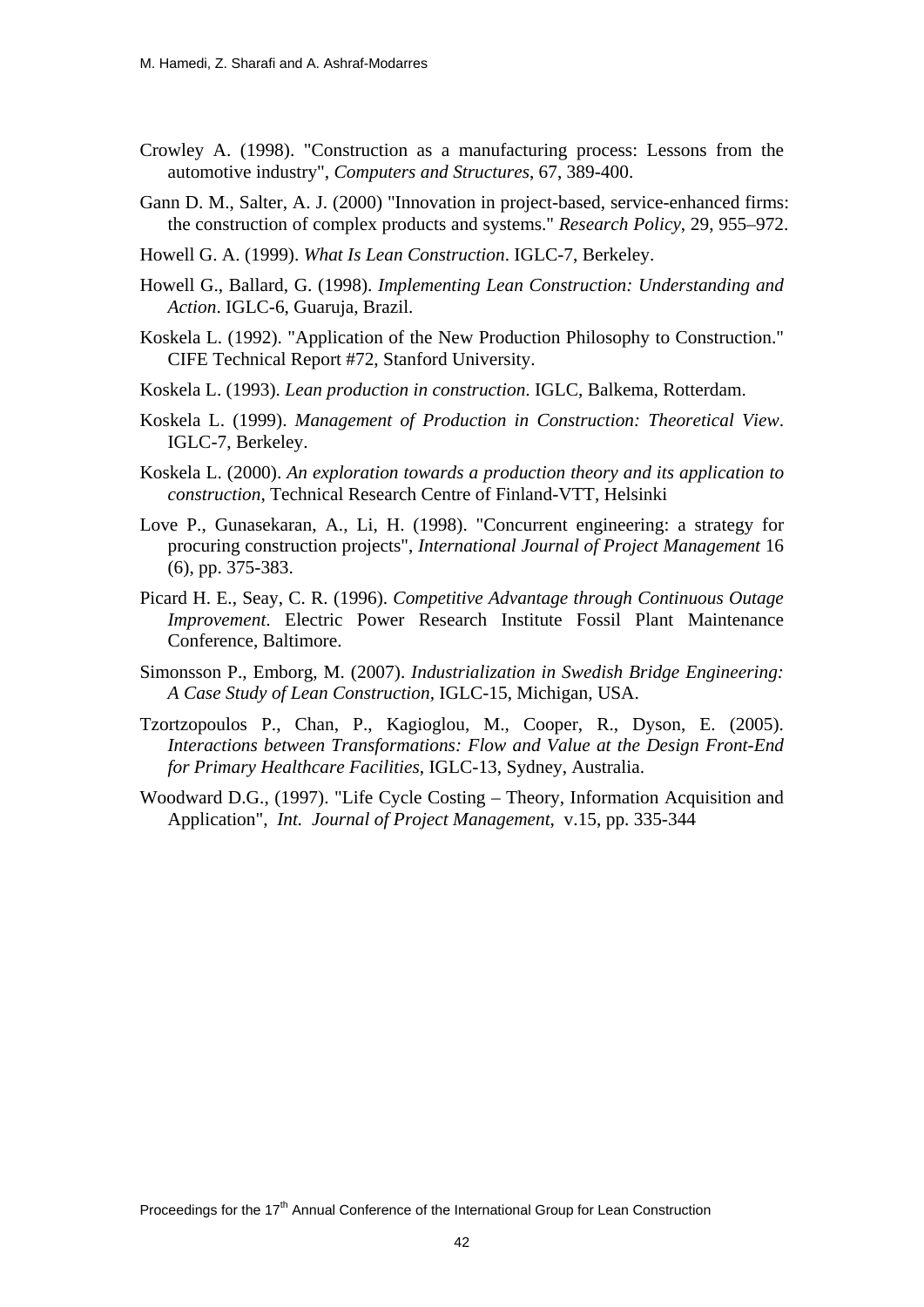Crowley A. (1998). "Construction as a manufacturing process: Lessons from the automotive industry", *Computers and Structures*, 67, 389-400.

Gann D. M., Salter, A. J. (2000) "Innovation in project-based, service-enhanced firms: the construction of complex products and systems." *Research Policy*, 29, 955–972.

Howell G. A. (1999). *What Is Lean Construction*. IGLC-7, Berkeley.

Howell G., Ballard, G. (1998). *Implementing Lean Construction: Understanding and Action*. IGLC-6, Guaruja, Brazil.

Koskela L. (1992). "Application of the New Production Philosophy to Construction." CIFE Technical Report #72, Stanford University.

Koskela L. (1993). *Lean production in construction*. IGLC, Balkema, Rotterdam.

Koskela L. (1999). *Management of Production in Construction: Theoretical View*. IGLC-7, Berkeley.

Koskela L. (2000). *An exploration towards a production theory and its application to construction*, Technical Research Centre of Finland-VTT, Helsinki

Love P., Gunasekaran, A., Li, H. (1998). "Concurrent engineering: a strategy for procuring construction projects", *International Journal of Project Management* 16 (6), pp. 375-383.

Picard H. E., Seay, C. R. (1996). *Competitive Advantage through Continuous Outage Improvement*. Electric Power Research Institute Fossil Plant Maintenance Conference, Baltimore.

Simonsson P., Emborg, M. (2007). *Industrialization in Swedish Bridge Engineering: A Case Study of Lean Construction*, IGLC-15, Michigan, USA.

Tzortzopoulos P., Chan, P., Kagioglou, M., Cooper, R., Dyson, E. (2005). *Interactions between Transformations: Flow and Value at the Design Front-End for Primary Healthcare Facilities*, IGLC-13, Sydney, Australia.

Woodward D.G., (1997). "Life Cycle Costing – Theory, Information Acquisition and Application", *Int. Journal of Project Management*, v.15, pp. 335-344